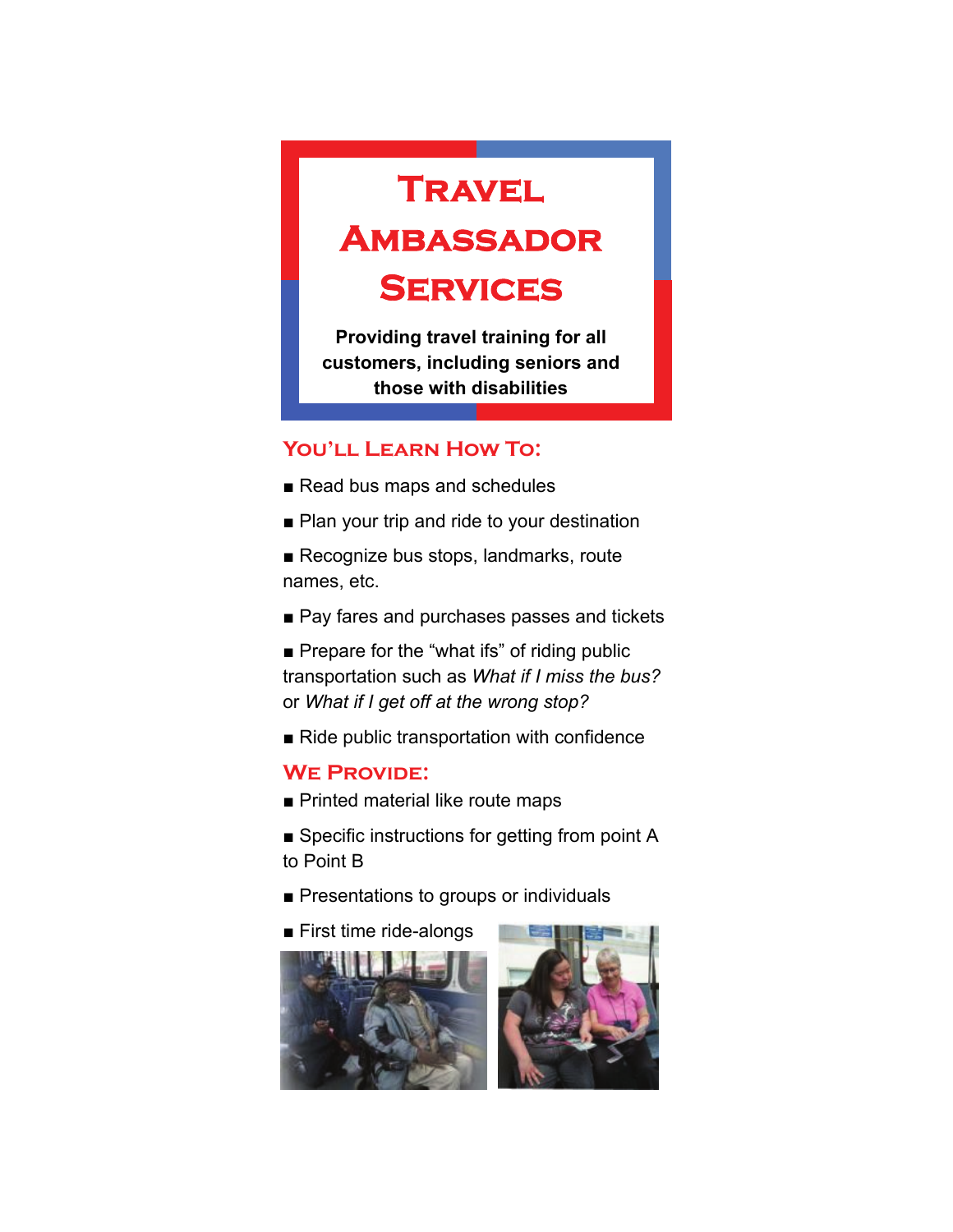# Travel Ambassador Services

**Providing travel training for all customers, including seniors and those with disabilities**

## You'll Learn How To:

- Read bus maps and schedules
- Plan your trip and ride to your destination
- Recognize bus stops, landmarks, route names, etc.
- Pay fares and purchases passes and tickets
- Prepare for the "what ifs" of riding public transportation such as *What if I miss the bus?* or *What if I get off at the wrong stop?*
- Ride public transportation with confidence

## We Provide:

- Printed material like route maps
- Specific instructions for getting from point A to Point B
- Presentations to groups or individuals
- First time ride-alongs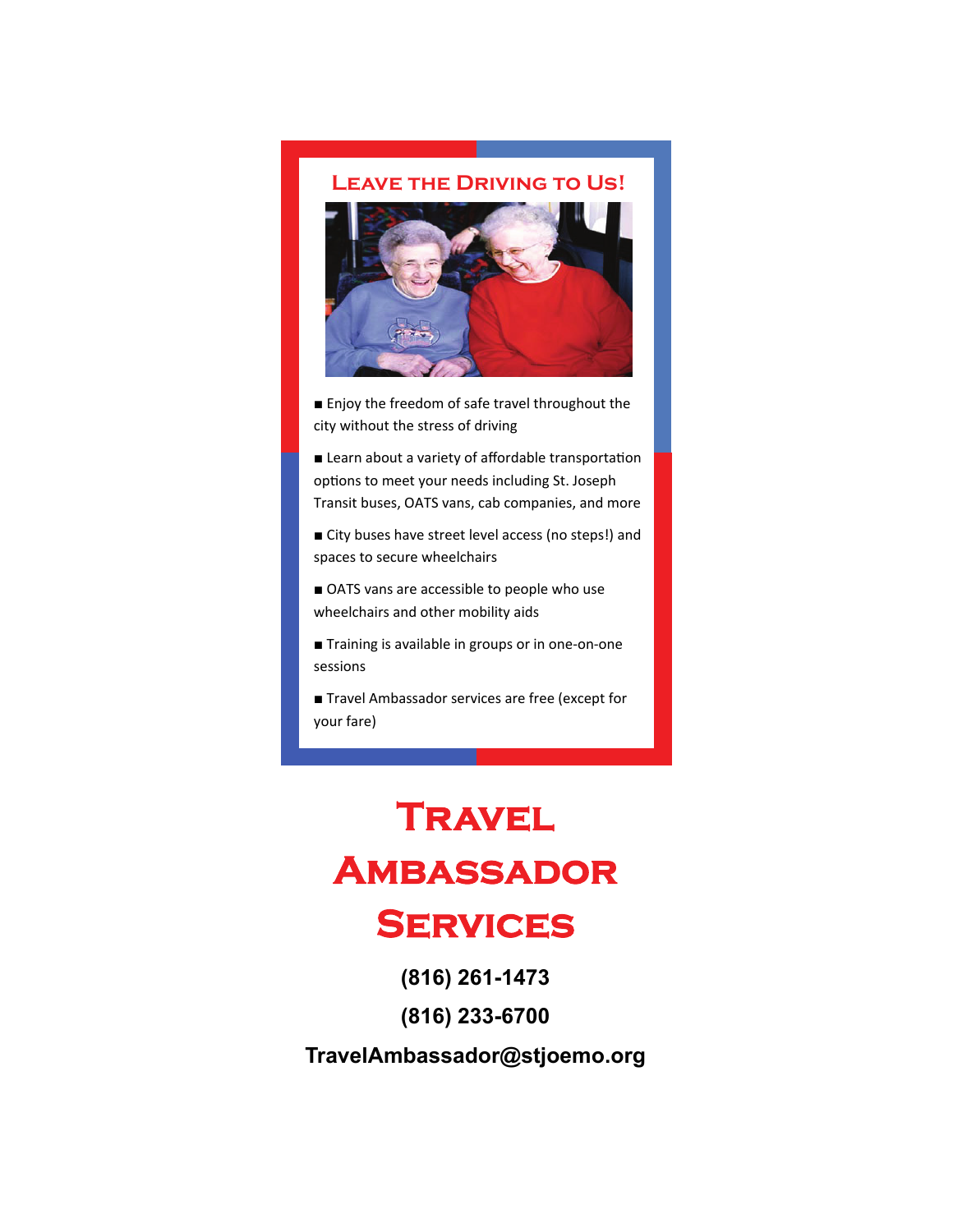## Leave the Driving to Us!

- Enjoy the freedom of safe travel throughout the city without the stress of driving
- Learn about a variety of affordable transportation options to meet your needs including St. Joseph Transit buses, OATS vans, cab companies, and more
- City buses have street level access (no steps!) and spaces to secure wheelchairs
- OATS vans are accessible to people who use wheelchairs and other mobility aids
- Training is available in groups or in one-on-one sessions
- Travel Ambassador services are free (except for your fare)

# Travel Ambassador Services

**(816) 261-1473**

**(816) 233-6700**

**TravelAmbassador@stjoemo.org**